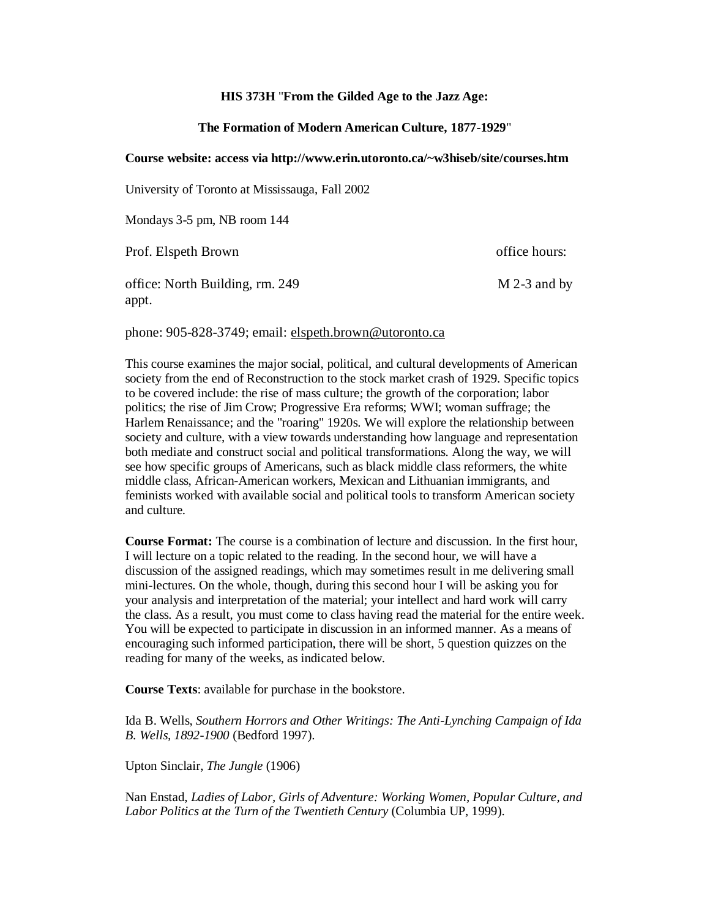**HIS 373H "From the Gilded Age to the Jazz Age:**

**The Formation of Modern American Culture, 1877-1929"**

**Course website: access via http://www.erin.utoronto.ca/~w3hiseb/site/courses.htm**

University of Toronto at Mississauga, Fall 2002

Mondays 3-5 pm, NB room 144

Prof. Elspeth Brown                                                                                    office hours:

office: North Building, rm. 249                                                                     M 2-3 and by appt.

phone: 905-828-3749; email: elspeth.brown@utoronto.ca

This course examines the major social, political, and cultural developments of American society from the end of Reconstruction to the stock market crash of 1929. Specific topics to be covered include: the rise of mass culture; the growth of the corporation; labor politics; the rise of Jim Crow; Progressive Era reforms; WWI; woman suffrage; the Harlem Renaissance; and the "roaring" 1920s. We will explore the relationship between society and culture, with a view towards understanding how language and representation both mediate and construct social and political transformations. Along the way, we will see how specific groups of Americans, such as black middle class reformers, the white middle class, African-American workers, Mexican and Lithuanian immigrants, and feminists worked with available social and political tools to transform American society and culture.

**Course Format:** The course is a combination of lecture and discussion. In the first hour, I will lecture on a topic related to the reading. In the second hour, we will have a discussion of the assigned readings, which may sometimes result in me delivering small mini-lectures. On the whole, though, during this second hour I will be asking you for your analysis and interpretation of the material; your intellect and hard work will carry the class. As a result, you must come to class having read the material for the entire week. You will be expected to participate in discussion in an informed manner. As a means of encouraging such informed participation, there will be short, 5 question quizzes on the reading for many of the weeks, as indicated below.

**Course Texts**: available for purchase in the bookstore.

Ida B. Wells, *Southern Horrors and Other Writings: The Anti-Lynching Campaign of Ida B. Wells, 1892-1900* (Bedford 1997).

Upton Sinclair, *The Jungle* (1906)

Nan Enstad, *Ladies of Labor, Girls of Adventure: Working Women, Popular Culture, and Labor Politics at the Turn of the Twentieth Century* (Columbia UP, 1999).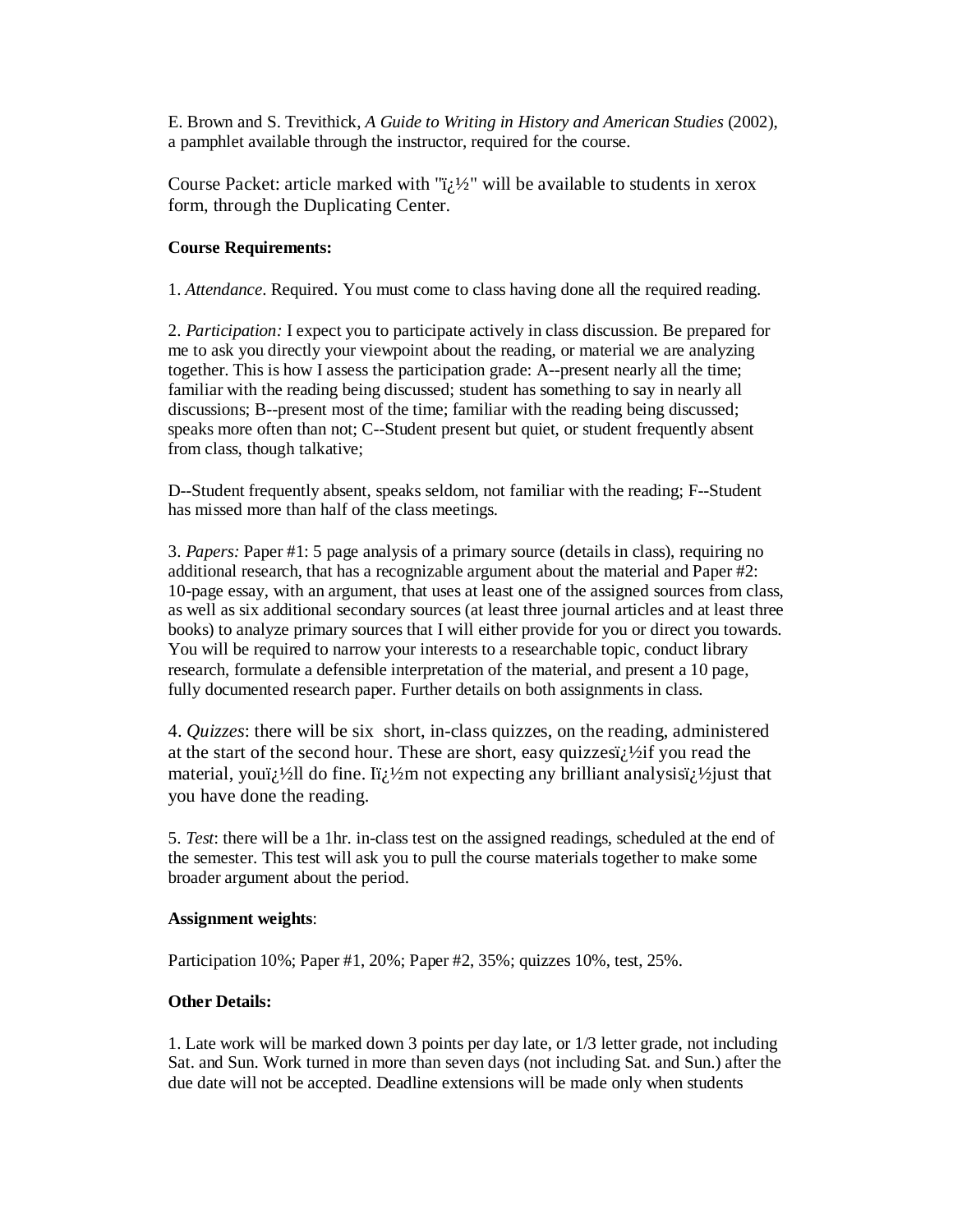E. Brown and S. Trevithick, *A Guide to Writing in History and American Studies* (2002), a pamphlet available through the instructor, required for the course.

Course Packet: article marked with "ï¿½" will be available to students in xerox form, through the Duplicating Center.

**Course Requirements:**

1. *Attendance*. Required. You must come to class having done all the required reading.

2. *Participation:* I expect you to participate actively in class discussion. Be prepared for me to ask you directly your viewpoint about the reading, or material we are analyzing together. This is how I assess the participation grade: A--present nearly all the time; familiar with the reading being discussed; student has something to say in nearly all discussions; B--present most of the time; familiar with the reading being discussed; speaks more often than not; C--Student present but quiet, or student frequently absent from class, though talkative;

D--Student frequently absent, speaks seldom, not familiar with the reading; F--Student has missed more than half of the class meetings.

3. *Papers:* Paper #1: 5 page analysis of a primary source (details in class), requiring no additional research, that has a recognizable argument about the material and Paper #2: 10-page essay, with an argument, that uses at least one of the assigned sources from class, as well as six additional secondary sources (at least three journal articles and at least three books) to analyze primary sources that I will either provide for you or direct you towards. You will be required to narrow your interests to a researchable topic, conduct library research, formulate a defensible interpretation of the material, and present a 10 page, fully documented research paper. Further details on both assignments in class.

4. *Quizzes*: there will be six short, in-class quizzes, on the reading, administered at the start of the second hour. These are short, easy quizzesï¿½if you read the material, youï¿½ll do fine. Iï¿½m not expecting any brilliant analysisï¿½just that you have done the reading.

5. *Test*: there will be a 1hr. in-class test on the assigned readings, scheduled at the end of the semester. This test will ask you to pull the course materials together to make some broader argument about the period.

**Assignment weights**:

Participation 10%; Paper #1, 20%; Paper #2, 35%; quizzes 10%, test, 25%.

**Other Details:**

1. Late work will be marked down 3 points per day late, or 1/3 letter grade, not including Sat. and Sun. Work turned in more than seven days (not including Sat. and Sun.) after the due date will not be accepted. Deadline extensions will be made only when students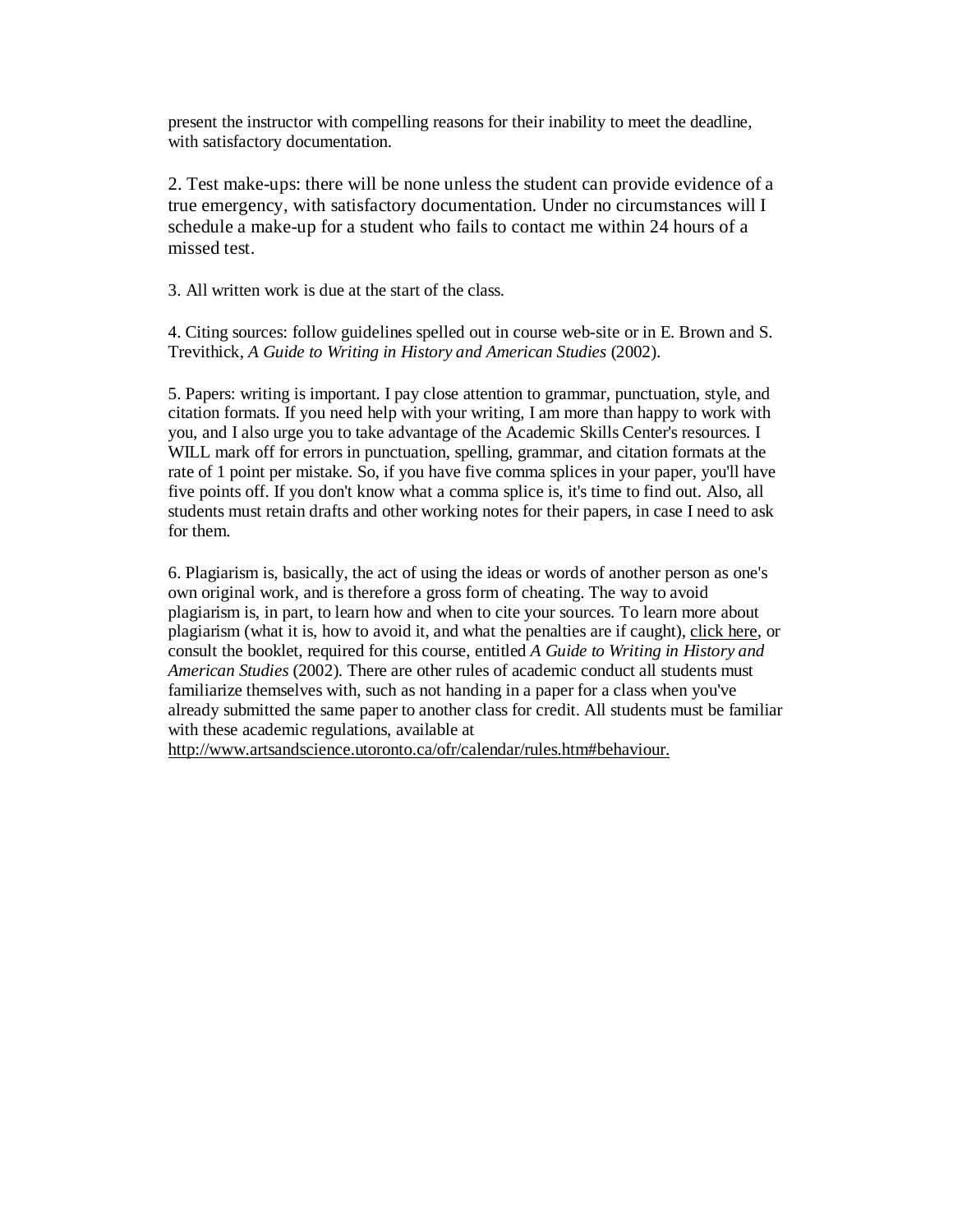present the instructor with compelling reasons for their inability to meet the deadline, with satisfactory documentation.

2. Test make-ups: there will be none unless the student can provide evidence of a true emergency, with satisfactory documentation. Under no circumstances will I schedule a make-up for a student who fails to contact me within 24 hours of a missed test.

3. All written work is due at the start of the class.

4. Citing sources: follow guidelines spelled out in course web-site or in E. Brown and S. Trevithick, *A Guide to Writing in History and American Studies* (2002).

5. Papers: writing is important. I pay close attention to grammar, punctuation, style, and citation formats. If you need help with your writing, I am more than happy to work with you, and I also urge you to take advantage of the Academic Skills Center's resources. I WILL mark off for errors in punctuation, spelling, grammar, and citation formats at the rate of 1 point per mistake. So, if you have five comma splices in your paper, you'll have five points off. If you don't know what a comma splice is, it's time to find out. Also, all students must retain drafts and other working notes for their papers, in case I need to ask for them.

6. Plagiarism is, basically, the act of using the ideas or words of another person as one's own original work, and is therefore a gross form of cheating. The way to avoid plagiarism is, in part, to learn how and when to cite your sources. To learn more about plagiarism (what it is, how to avoid it, and what the penalties are if caught), click here, or consult the booklet, required for this course, entitled *A Guide to Writing in History and American Studies* (2002). There are other rules of academic conduct all students must familiarize themselves with, such as not handing in a paper for a class when you've already submitted the same paper to another class for credit. All students must be familiar with these academic regulations, available at http://www.artsandscience.utoronto.ca/ofr/calendar/rules.htm#behaviour.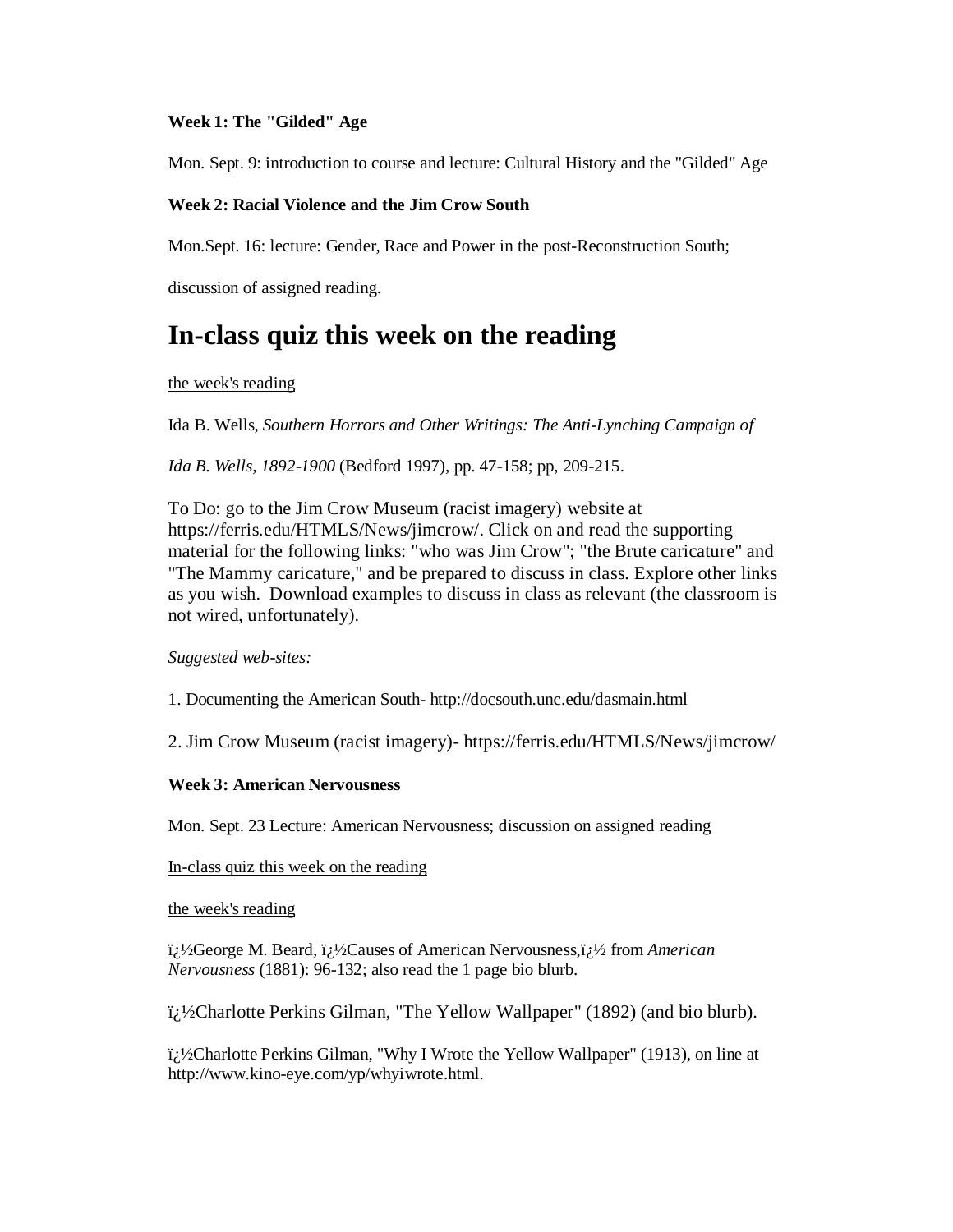**Week 1: The "Gilded" Age**

Mon. Sept. 9: introduction to course and lecture: Cultural History and the "Gilded" Age

**Week 2: Racial Violence and the Jim Crow South**

Mon.Sept. 16: lecture: Gender, Race and Power in the post-Reconstruction South;

discussion of assigned reading.

# In-class quiz this week on the reading

<u>the week's reading</u>

Ida B. Wells, *Southern Horrors and Other Writings: The Anti-Lynching Campaign of*

*Ida B. Wells, 1892-1900* (Bedford 1997), pp. 47-158; pp, 209-215.

To Do: go to the Jim Crow Museum (racist imagery) website at https://ferris.edu/HTMLS/News/jimcrow/. Click on and read the supporting material for the following links: "who was Jim Crow"; "the Brute caricature" and "The Mammy caricature," and be prepared to discuss in class. Explore other links as you wish. Download examples to discuss in class as relevant (the classroom is not wired, unfortunately).

*Suggested web-sites:*

1. Documenting the American South- http://docsouth.unc.edu/dasmain.html

2. Jim Crow Museum (racist imagery)- https://ferris.edu/HTMLS/News/jimcrow/

**Week 3: American Nervousness**

Mon. Sept. 23 Lecture: American Nervousness; discussion on assigned reading

<u>In-class quiz this week on the reading</u>

<u>the week's reading</u>

ï¿½George M. Beard, ï¿½Causes of American Nervousness,ï¿½ from *American Nervousness* (1881): 96-132; also read the 1 page bio blurb.

ï¿½Charlotte Perkins Gilman, "The Yellow Wallpaper" (1892) (and bio blurb).

ï¿½Charlotte Perkins Gilman, "Why I Wrote the Yellow Wallpaper" (1913), on line at http://www.kino-eye.com/yp/whyiwrote.html.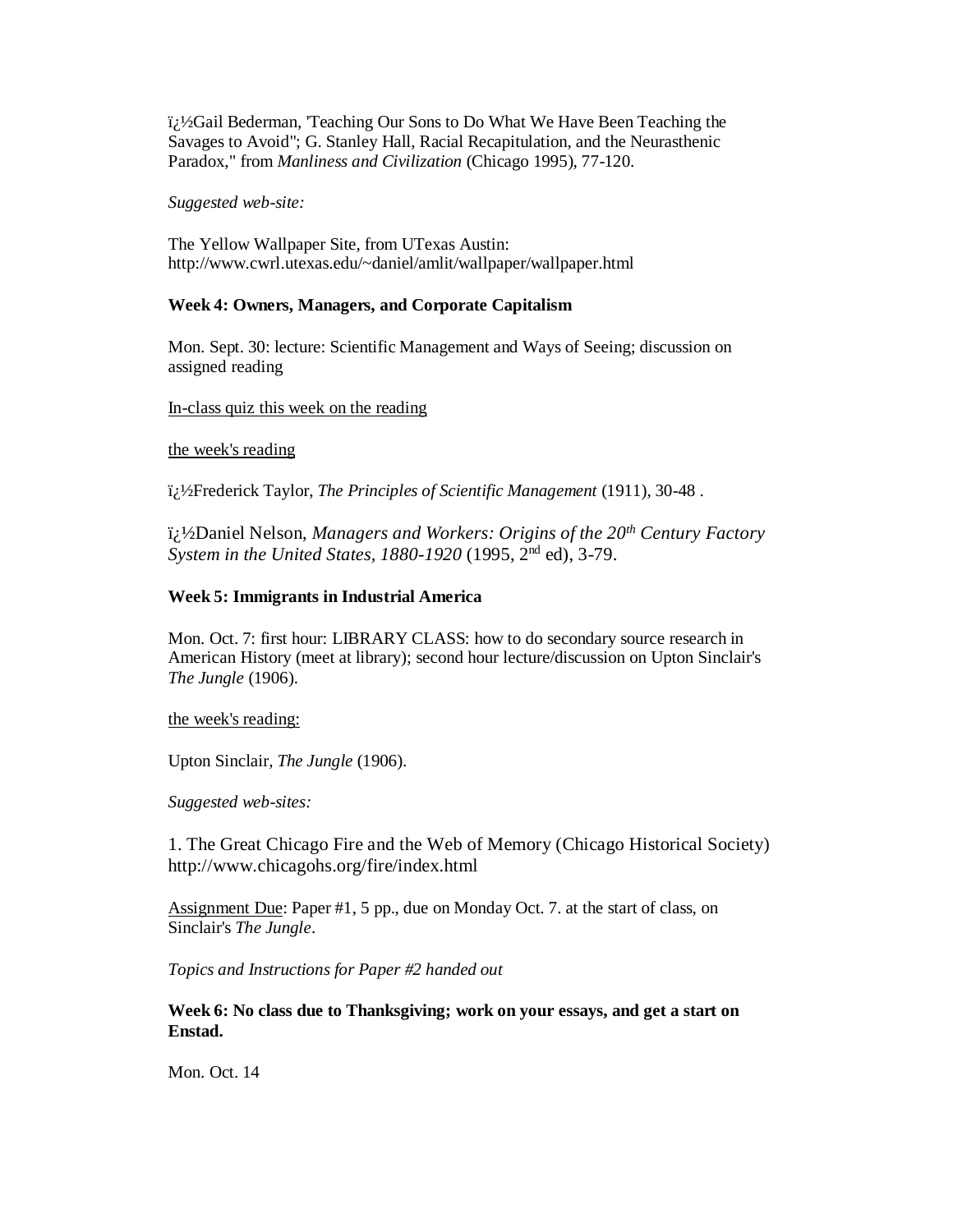ï¿½Gail Bederman, 'Teaching Our Sons to Do What We Have Been Teaching the Savages to Avoid"; G. Stanley Hall, Racial Recapitulation, and the Neurasthenic Paradox," from *Manliness and Civilization* (Chicago 1995), 77-120.

*Suggested web-site:*

The Yellow Wallpaper Site, from UTexas Austin: http://www.cwrl.utexas.edu/~daniel/amlit/wallpaper/wallpaper.html

**Week 4: Owners, Managers, and Corporate Capitalism**

Mon. Sept. 30: lecture: Scientific Management and Ways of Seeing; discussion on assigned reading

<u>In-class quiz this week on the reading</u>

<u>the week's reading</u>

ï¿½Frederick Taylor, *The Principles of Scientific Management* (1911), 30-48 .

ï¿½Daniel Nelson, *Managers and Workers: Origins of the 20th Century Factory System in the United States, 1880-1920* (1995, 2nd ed), 3-79.

**Week 5: Immigrants in Industrial America**

Mon. Oct. 7: first hour: LIBRARY CLASS: how to do secondary source research in American History (meet at library); second hour lecture/discussion on Upton Sinclair's *The Jungle* (1906).

<u>the week's reading:</u>

Upton Sinclair, *The Jungle* (1906).

*Suggested web-sites:*

1. The Great Chicago Fire and the Web of Memory (Chicago Historical Society) http://www.chicagohs.org/fire/index.html

<u>Assignment Due</u>: Paper #1, 5 pp., due on Monday Oct. 7. at the start of class, on Sinclair's *The Jungle*.

*Topics and Instructions for Paper #2 handed out*

**Week 6: No class due to Thanksgiving; work on your essays, and get a start on Enstad.**

Mon. Oct. 14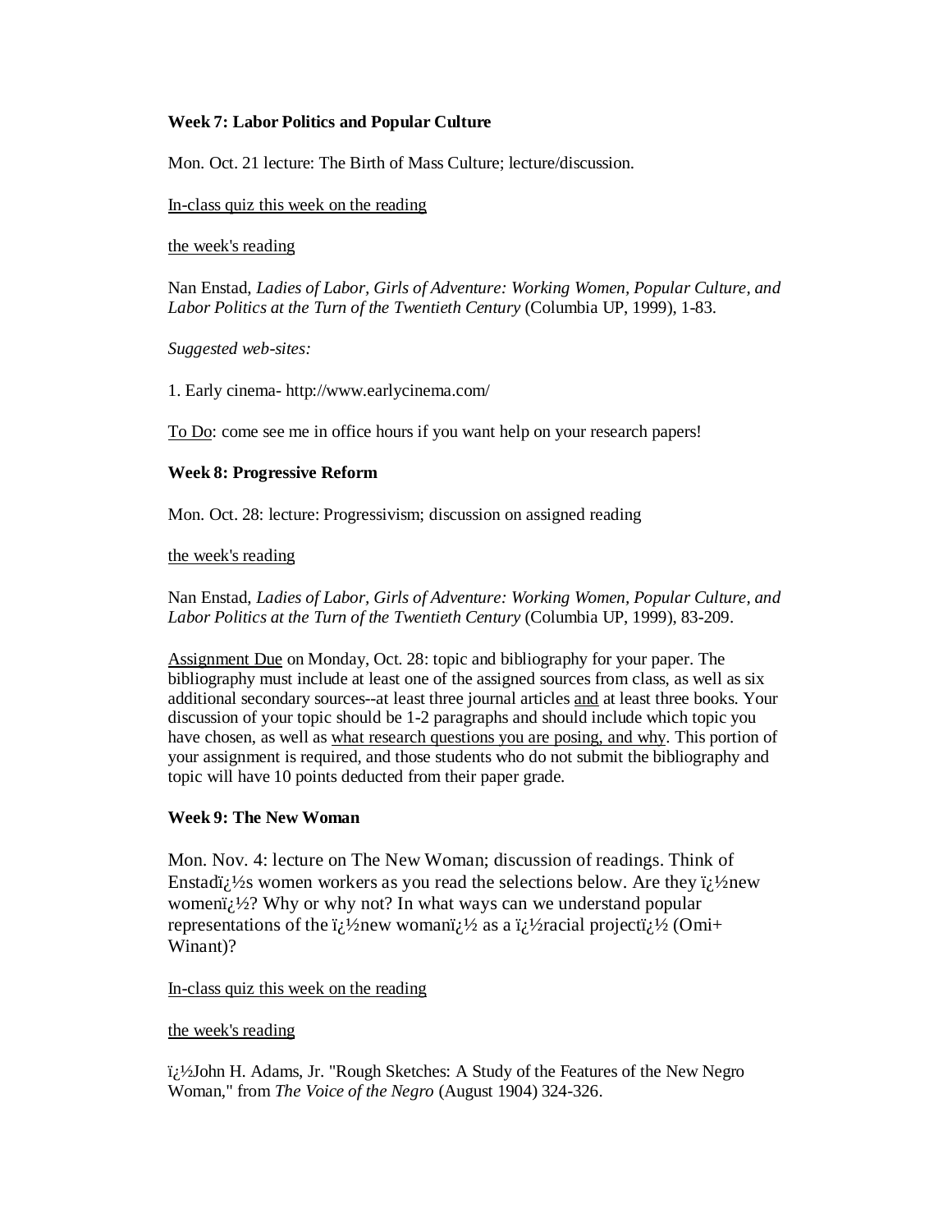**Week 7: Labor Politics and Popular Culture**

Mon. Oct. 21 lecture: The Birth of Mass Culture; lecture/discussion.

In-class quiz this week on the reading

the week's reading

Nan Enstad, *Ladies of Labor, Girls of Adventure: Working Women, Popular Culture, and Labor Politics at the Turn of the Twentieth Century* (Columbia UP, 1999), 1-83.

*Suggested web-sites:*

1. Early cinema- http://www.earlycinema.com/

To Do: come see me in office hours if you want help on your research papers!

**Week 8: Progressive Reform**

Mon. Oct. 28: lecture: Progressivism; discussion on assigned reading

the week's reading

Nan Enstad, *Ladies of Labor, Girls of Adventure: Working Women, Popular Culture, and Labor Politics at the Turn of the Twentieth Century* (Columbia UP, 1999), 83-209.

Assignment Due on Monday, Oct. 28: topic and bibliography for your paper. The bibliography must include at least one of the assigned sources from class, as well as six additional secondary sources--at least three journal articles and at least three books. Your discussion of your topic should be 1-2 paragraphs and should include which topic you have chosen, as well as what research questions you are posing, and why. This portion of your assignment is required, and those students who do not submit the bibliography and topic will have 10 points deducted from their paper grade.

**Week 9: The New Woman**

Mon. Nov. 4: lecture on The New Woman; discussion of readings. Think of Enstadï¿½s women workers as you read the selections below. Are they ï¿½new womenï¿½? Why or why not? In what ways can we understand popular representations of the ï¿½new womanï¿½ as a ï¿½racial projectï¿½ (Omi+ Winant)?

In-class quiz this week on the reading

the week's reading

ï¿½John H. Adams, Jr. "Rough Sketches: A Study of the Features of the New Negro Woman," from *The Voice of the Negro* (August 1904) 324-326.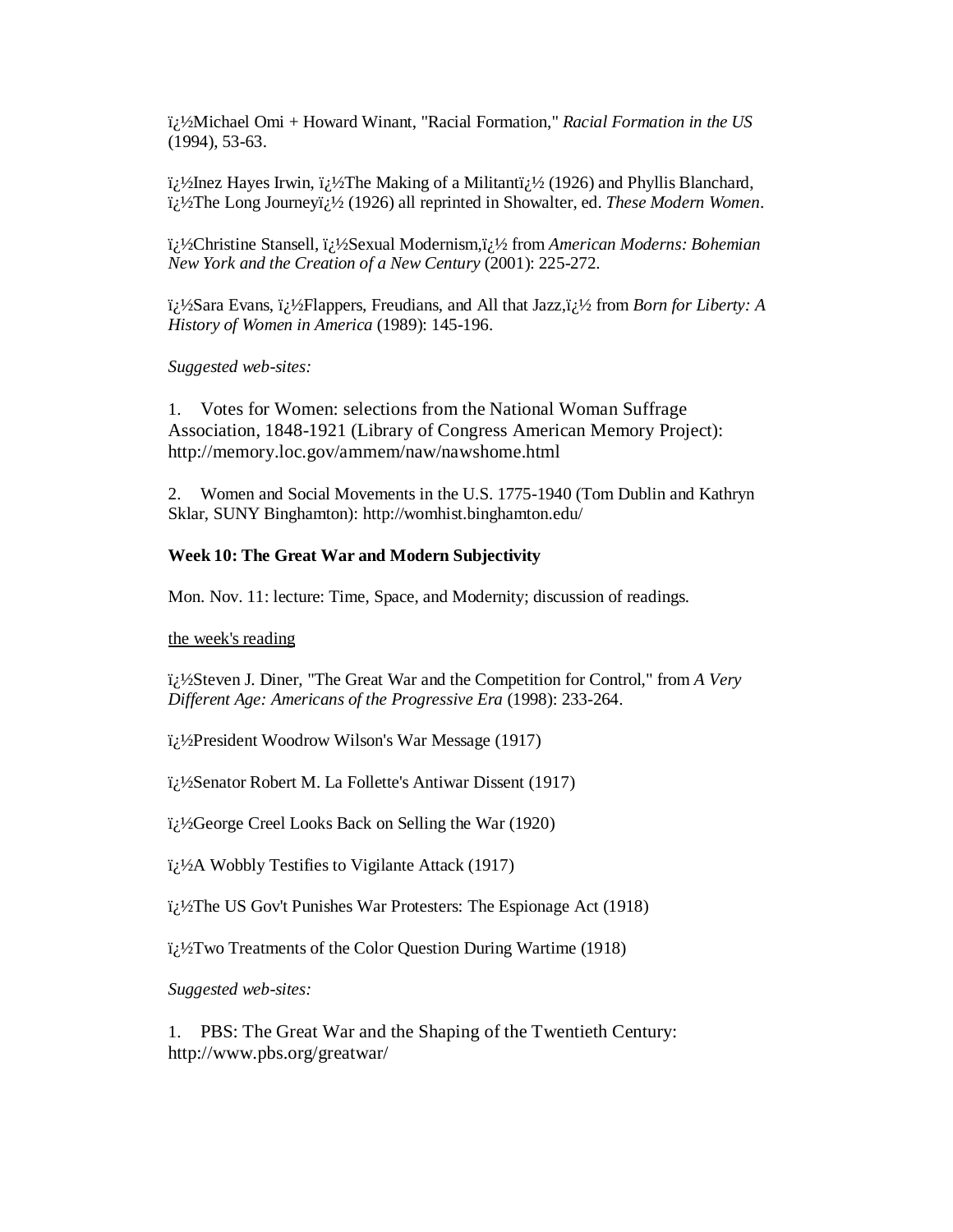ï¿½Michael Omi + Howard Winant, "Racial Formation," *Racial Formation in the US* (1994), 53-63.

ï¿½Inez Hayes Irwin, ï¿½The Making of a Militantï¿½ (1926) and Phyllis Blanchard, ï¿½The Long Journeyï¿½ (1926) all reprinted in Showalter, ed. *These Modern Women*.

ï¿½Christine Stansell, ï¿½Sexual Modernism,ï¿½ from *American Moderns: Bohemian New York and the Creation of a New Century* (2001): 225-272.

ï¿½Sara Evans, ï¿½Flappers, Freudians, and All that Jazz,ï¿½ from *Born for Liberty: A History of Women in America* (1989): 145-196.

*Suggested web-sites:*

1. Votes for Women: selections from the National Woman Suffrage Association, 1848-1921 (Library of Congress American Memory Project): http://memory.loc.gov/ammem/naw/nawshome.html

2. Women and Social Movements in the U.S. 1775-1940 (Tom Dublin and Kathryn Sklar, SUNY Binghamton): http://womhist.binghamton.edu/

**Week 10: The Great War and Modern Subjectivity**

Mon. Nov. 11: lecture: Time, Space, and Modernity; discussion of readings.

<u>the week's reading</u>

ï¿½Steven J. Diner, "The Great War and the Competition for Control," from *A Very Different Age: Americans of the Progressive Era* (1998): 233-264.

ï¿½President Woodrow Wilson's War Message (1917)

ï¿½Senator Robert M. La Follette's Antiwar Dissent (1917)

ï¿½George Creel Looks Back on Selling the War (1920)

ï¿½A Wobbly Testifies to Vigilante Attack (1917)

ï¿½The US Gov't Punishes War Protesters: The Espionage Act (1918)

ï¿½Two Treatments of the Color Question During Wartime (1918)

*Suggested web-sites:*

1. PBS: The Great War and the Shaping of the Twentieth Century: http://www.pbs.org/greatwar/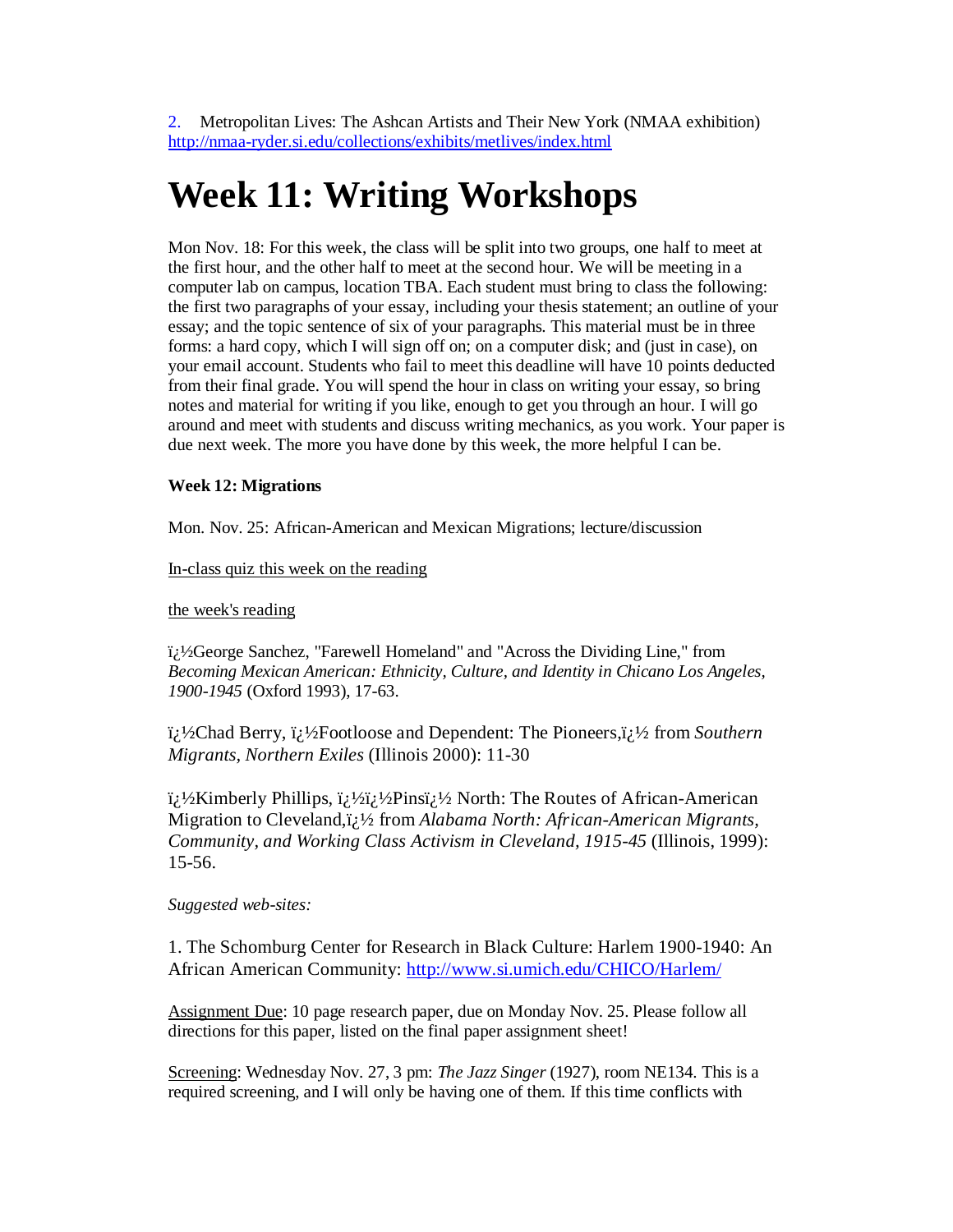2. Metropolitan Lives: The Ashcan Artists and Their New York (NMAA exhibition) http://nmaa-ryder.si.edu/collections/exhibits/metlives/index.html

# Week 11: Writing Workshops

Mon Nov. 18: For this week, the class will be split into two groups, one half to meet at the first hour, and the other half to meet at the second hour. We will be meeting in a computer lab on campus, location TBA. Each student must bring to class the following: the first two paragraphs of your essay, including your thesis statement; an outline of your essay; and the topic sentence of six of your paragraphs. This material must be in three forms: a hard copy, which I will sign off on; on a computer disk; and (just in case), on your email account. Students who fail to meet this deadline will have 10 points deducted from their final grade. You will spend the hour in class on writing your essay, so bring notes and material for writing if you like, enough to get you through an hour. I will go around and meet with students and discuss writing mechanics, as you work. Your paper is due next week. The more you have done by this week, the more helpful I can be.

**Week 12: Migrations**

Mon. Nov. 25: African-American and Mexican Migrations; lecture/discussion

In-class quiz this week on the reading

the week's reading

ï¿½George Sanchez, "Farewell Homeland" and "Across the Dividing Line," from *Becoming Mexican American: Ethnicity, Culture, and Identity in Chicano Los Angeles, 1900-1945* (Oxford 1993), 17-63.

ï¿½Chad Berry, ï¿½Footloose and Dependent: The Pioneers,ï¿½ from *Southern Migrants, Northern Exiles* (Illinois 2000): 11-30

ï¿½Kimberly Phillips, ï¿½ï¿½Pinsï¿½ North: The Routes of African-American Migration to Cleveland,ï¿½ from *Alabama North: African-American Migrants, Community, and Working Class Activism in Cleveland, 1915-45* (Illinois, 1999): 15-56.

*Suggested web-sites:*

1. The Schomburg Center for Research in Black Culture: Harlem 1900-1940: An African American Community: http://www.si.umich.edu/CHICO/Harlem/

Assignment Due: 10 page research paper, due on Monday Nov. 25. Please follow all directions for this paper, listed on the final paper assignment sheet!

Screening: Wednesday Nov. 27, 3 pm: *The Jazz Singer* (1927), room NE134. This is a required screening, and I will only be having one of them. If this time conflicts with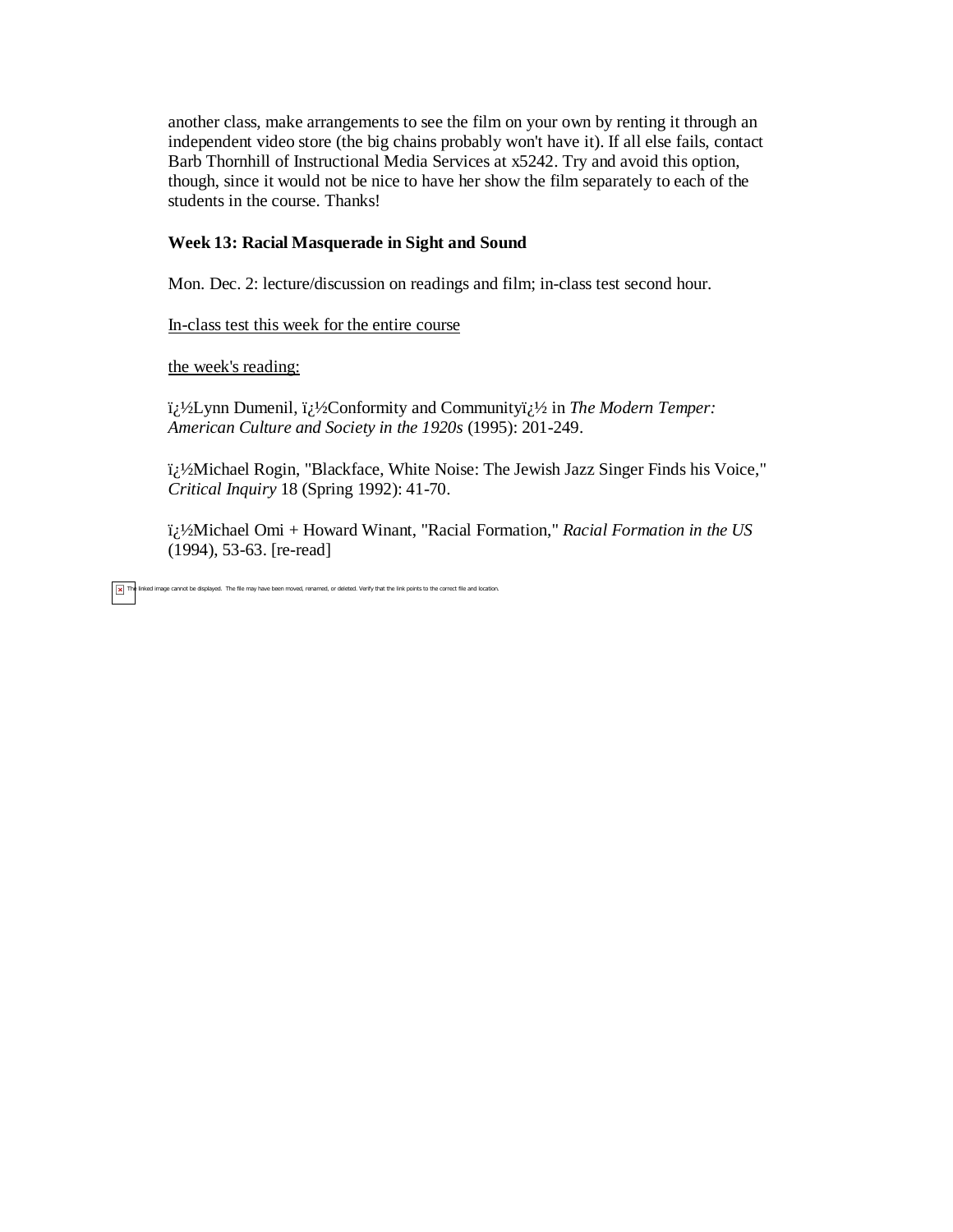another class, make arrangements to see the film on your own by renting it through an independent video store (the big chains probably won't have it). If all else fails, contact Barb Thornhill of Instructional Media Services at x5242. Try and avoid this option, though, since it would not be nice to have her show the film separately to each of the students in the course. Thanks!

**Week 13: Racial Masquerade in Sight and Sound**

Mon. Dec. 2: lecture/discussion on readings and film; in-class test second hour.

<u>In-class test this week for the entire course</u>

<u>the week's reading:</u>

ï¿½Lynn Dumenil, ï¿½Conformity and Communityï¿½ in *The Modern Temper: American Culture and Society in the 1920s* (1995): 201-249.

ï¿½Michael Rogin, "Blackface, White Noise: The Jewish Jazz Singer Finds his Voice," *Critical Inquiry* 18 (Spring 1992): 41-70.

ï¿½Michael Omi + Howard Winant, "Racial Formation," *Racial Formation in the US* (1994), 53-63. [re-read]

The linked image cannot be displayed. The file may have been moved, renamed, or deleted. Verify that the link points to the correct file and location.